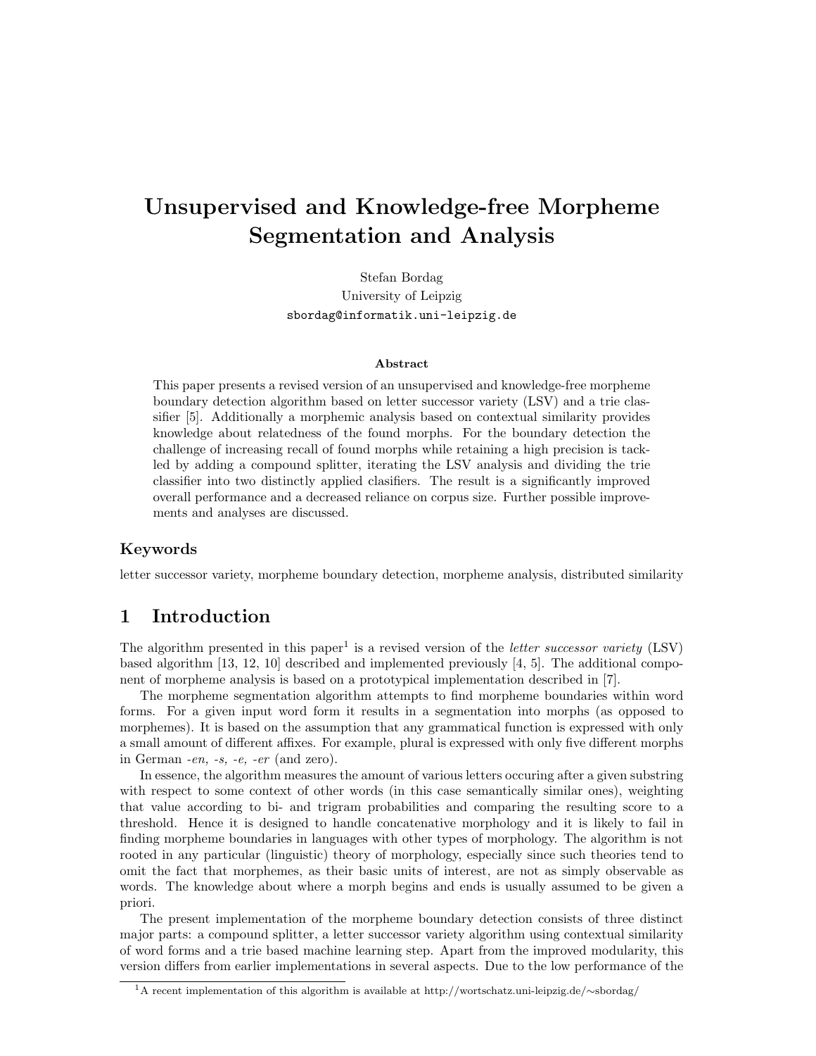# Unsupervised and Knowledge-free Morpheme Segmentation and Analysis

Stefan Bordag
University of Leipzig
sbordag@informatik.uni-leipzig.de

### Abstract

This paper presents a revised version of an unsupervised and knowledge-free morpheme boundary detection algorithm based on letter successor variety (LSV) and a trie classifier [5]. Additionally a morphemic analysis based on contextual similarity provides knowledge about relatedness of the found morphs. For the boundary detection the challenge of increasing recall of found morphs while retaining a high precision is tackled by adding a compound splitter, iterating the LSV analysis and dividing the trie classifier into two distinctly applied clasifiers. The result is a significantly improved overall performance and a decreased reliance on corpus size. Further possible improvements and analyses are discussed.

## Keywords

letter successor variety, morpheme boundary detection, morpheme analysis, distributed similarity

## 1 Introduction

The algorithm presented in this paper[1] is a revised version of the *letter successor variety* (LSV) based algorithm [13, 12, 10] described and implemented previously [4, 5]. The additional component of morpheme analysis is based on a prototypical implementation described in [7].

The morpheme segmentation algorithm attempts to find morpheme boundaries within word forms. For a given input word form it results in a segmentation into morphs (as opposed to morphemes). It is based on the assumption that any grammatical function is expressed with only a small amount of different affixes. For example, plural is expressed with only five different morphs in German *-en, -s, -e, -er* (and zero).

In essence, the algorithm measures the amount of various letters occuring after a given substring with respect to some context of other words (in this case semantically similar ones), weighting that value according to bi- and trigram probabilities and comparing the resulting score to a threshold. Hence it is designed to handle concatenative morphology and it is likely to fail in finding morpheme boundaries in languages with other types of morphology. The algorithm is not rooted in any particular (linguistic) theory of morphology, especially since such theories tend to omit the fact that morphemes, as their basic units of interest, are not as simply observable as words. The knowledge about where a morph begins and ends is usually assumed to be given a priori.

The present implementation of the morpheme boundary detection consists of three distinct major parts: a compound splitter, a letter successor variety algorithm using contextual similarity of word forms and a trie based machine learning step. Apart from the improved modularity, this version differs from earlier implementations in several aspects. Due to the low performance of the

[1] A recent implementation of this algorithm is available at http://wortschatz.uni-leipzig.de/∼sbordag/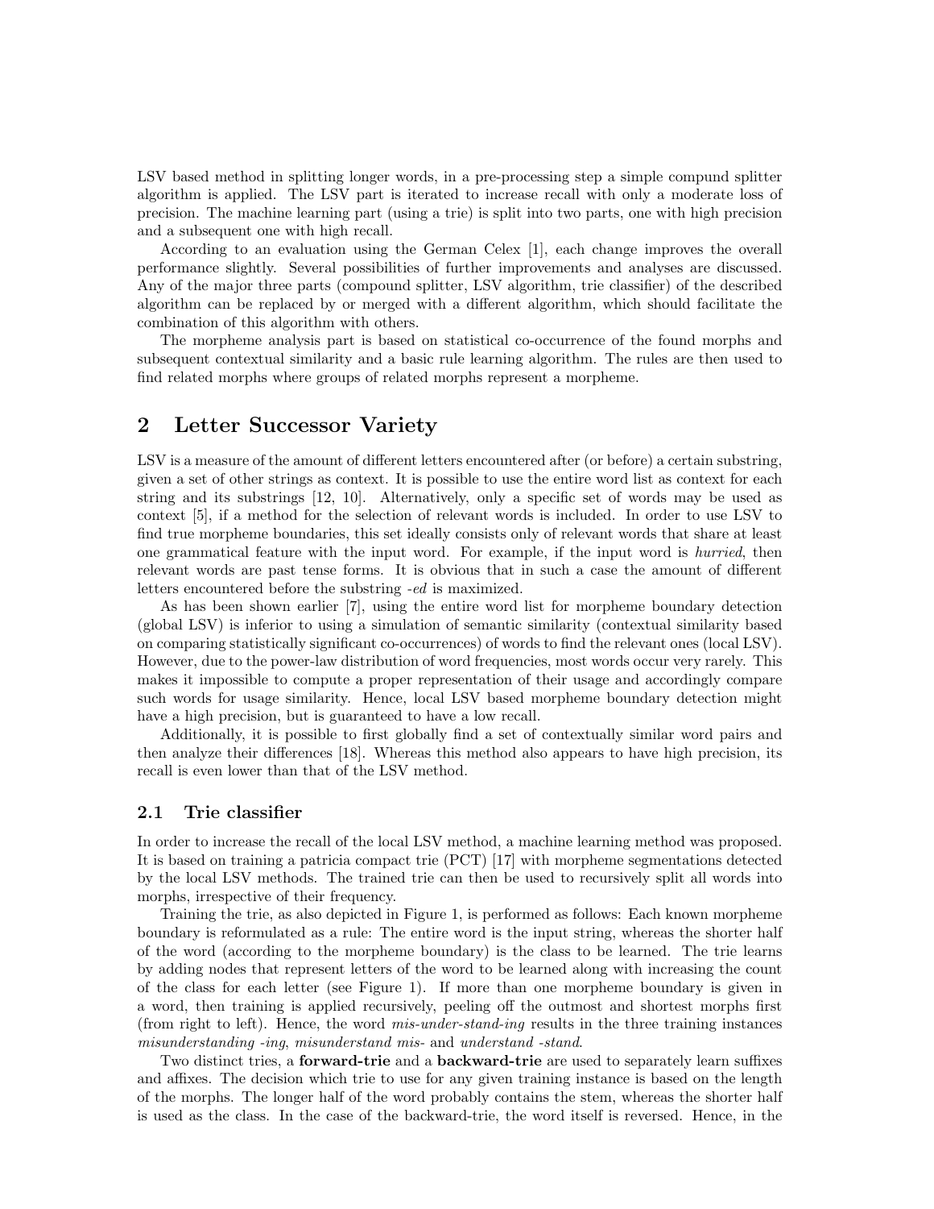LSV based method in splitting longer words, in a pre-processing step a simple compund splitter algorithm is applied. The LSV part is iterated to increase recall with only a moderate loss of precision. The machine learning part (using a trie) is split into two parts, one with high precision and a subsequent one with high recall.

According to an evaluation using the German Celex [1], each change improves the overall performance slightly. Several possibilities of further improvements and analyses are discussed. Any of the major three parts (compound splitter, LSV algorithm, trie classifier) of the described algorithm can be replaced by or merged with a different algorithm, which should facilitate the combination of this algorithm with others.

The morpheme analysis part is based on statistical co-occurrence of the found morphs and subsequent contextual similarity and a basic rule learning algorithm. The rules are then used to find related morphs where groups of related morphs represent a morpheme.

# 2 Letter Successor Variety

LSV is a measure of the amount of different letters encountered after (or before) a certain substring, given a set of other strings as context. It is possible to use the entire word list as context for each string and its substrings [12, 10]. Alternatively, only a specific set of words may be used as context [5], if a method for the selection of relevant words is included. In order to use LSV to find true morpheme boundaries, this set ideally consists only of relevant words that share at least one grammatical feature with the input word. For example, if the input word is *hurried*, then relevant words are past tense forms. It is obvious that in such a case the amount of different letters encountered before the substring *-ed* is maximized.

As has been shown earlier [7], using the entire word list for morpheme boundary detection (global LSV) is inferior to using a simulation of semantic similarity (contextual similarity based on comparing statistically significant co-occurrences) of words to find the relevant ones (local LSV). However, due to the power-law distribution of word frequencies, most words occur very rarely. This makes it impossible to compute a proper representation of their usage and accordingly compare such words for usage similarity. Hence, local LSV based morpheme boundary detection might have a high precision, but is guaranteed to have a low recall.

Additionally, it is possible to first globally find a set of contextually similar word pairs and then analyze their differences [18]. Whereas this method also appears to have high precision, its recall is even lower than that of the LSV method.

## 2.1 Trie classifier

In order to increase the recall of the local LSV method, a machine learning method was proposed. It is based on training a patricia compact trie (PCT) [17] with morpheme segmentations detected by the local LSV methods. The trained trie can then be used to recursively split all words into morphs, irrespective of their frequency.

Training the trie, as also depicted in Figure 1, is performed as follows: Each known morpheme boundary is reformulated as a rule: The entire word is the input string, whereas the shorter half of the word (according to the morpheme boundary) is the class to be learned. The trie learns by adding nodes that represent letters of the word to be learned along with increasing the count of the class for each letter (see Figure 1). If more than one morpheme boundary is given in a word, then training is applied recursively, peeling off the outmost and shortest morphs first (from right to left). Hence, the word *mis-under-stand-ing* results in the three training instances *misunderstanding -ing*, *misunderstand mis-* and *understand -stand*.

Two distinct tries, a **forward-trie** and a **backward-trie** are used to separately learn suffixes and affixes. The decision which trie to use for any given training instance is based on the length of the morphs. The longer half of the word probably contains the stem, whereas the shorter half is used as the class. In the case of the backward-trie, the word itself is reversed. Hence, in the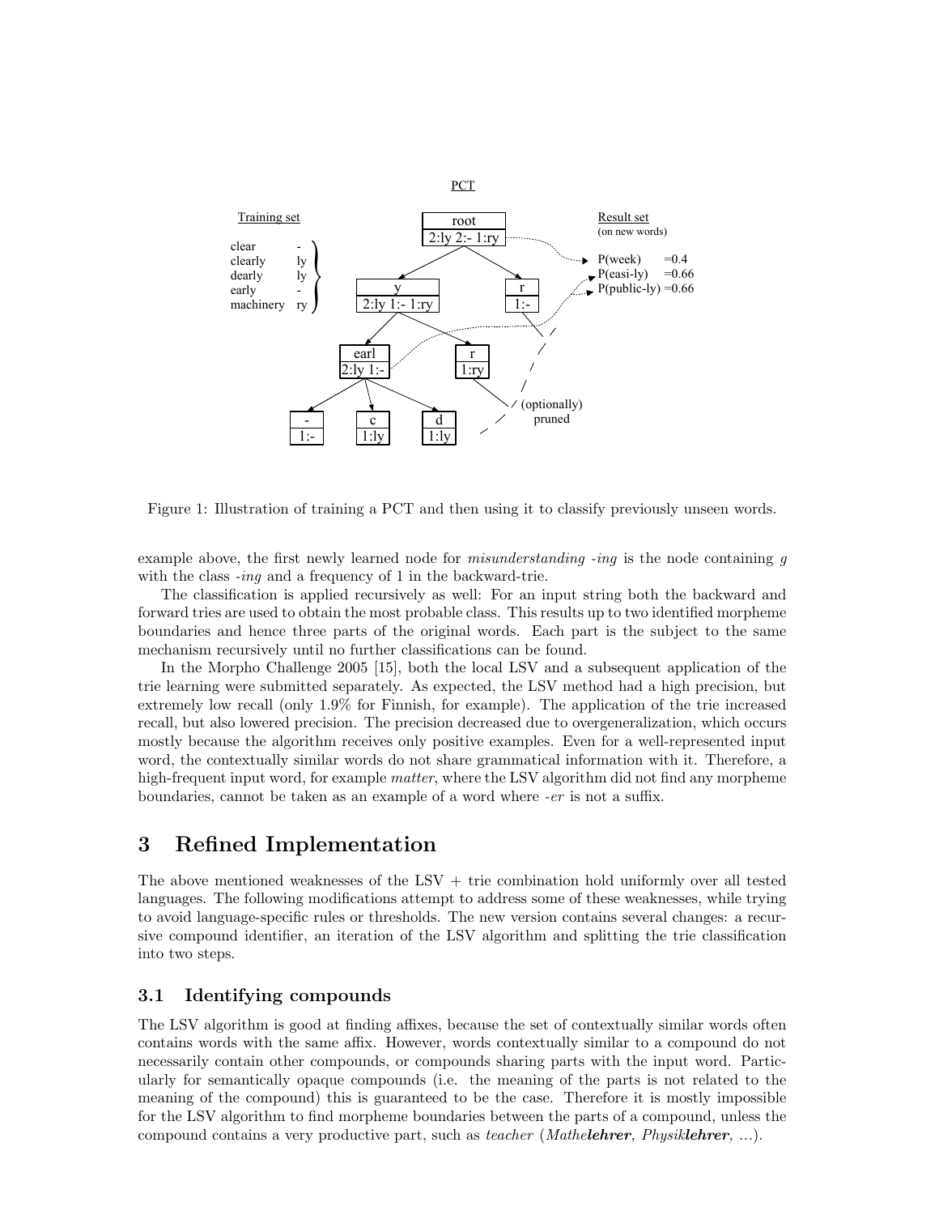Figure 1: Illustration of training a PCT and then using it to classify previously unseen words.

example above, the first newly learned node for *misunderstanding -ing* is the node containing *g* with the class *-ing* and a frequency of 1 in the backward-trie.

The classification is applied recursively as well: For an input string both the backward and forward tries are used to obtain the most probable class. This results up to two identified morpheme boundaries and hence three parts of the original words. Each part is the subject to the same mechanism recursively until no further classifications can be found.

In the Morpho Challenge 2005 [15], both the local LSV and a subsequent application of the trie learning were submitted separately. As expected, the LSV method had a high precision, but extremely low recall (only 1.9% for Finnish, for example). The application of the trie increased recall, but also lowered precision. The precision decreased due to overgeneralization, which occurs mostly because the algorithm receives only positive examples. Even for a well-represented input word, the contextually similar words do not share grammatical information with it. Therefore, a high-frequent input word, for example *matter*, where the LSV algorithm did not find any morpheme boundaries, cannot be taken as an example of a word where *-er* is not a suffix.

# 3 Refined Implementation

The above mentioned weaknesses of the LSV + trie combination hold uniformly over all tested languages. The following modifications attempt to address some of these weaknesses, while trying to avoid language-specific rules or thresholds. The new version contains several changes: a recursive compound identifier, an iteration of the LSV algorithm and splitting the trie classification into two steps.

## 3.1 Identifying compounds

The LSV algorithm is good at finding affixes, because the set of contextually similar words often contains words with the same affix. However, words contextually similar to a compound do not necessarily contain other compounds, or compounds sharing parts with the input word. Particularly for semantically opaque compounds (i.e. the meaning of the parts is not related to the meaning of the compound) this is guaranteed to be the case. Therefore it is mostly impossible for the LSV algorithm to find morpheme boundaries between the parts of a compound, unless the compound contains a very productive part, such as *teacher* (*Mathe**lehrer**, Physik**lehrer**, ...*).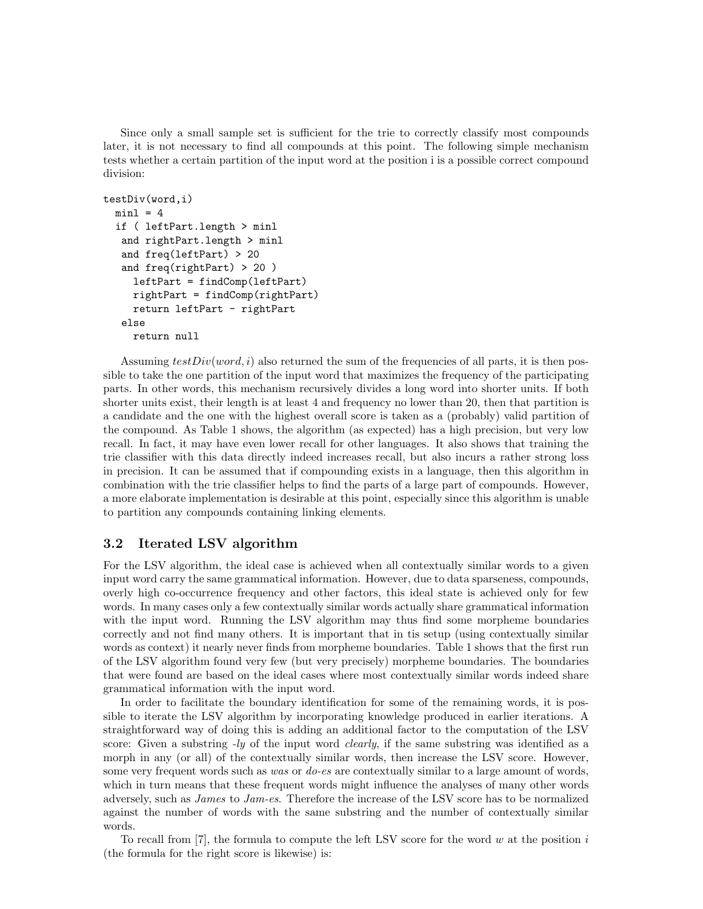Since only a small sample set is sufficient for the trie to correctly classify most compounds later, it is not necessary to find all compounds at this point. The following simple mechanism tests whether a certain partition of the input word at the position i is a possible correct compound division:

```
testDiv(word,i)
  minl = 4
  if ( leftPart.length > minl
   and rightPart.length > minl
   and freq(leftPart) > 20
   and freq(rightPart) > 20 )
     leftPart = findComp(leftPart)
     rightPart = findComp(rightPart)
     return leftPart - rightPart
   else
     return null
```

Assuming $testDiv(word, i)$ also returned the sum of the frequencies of all parts, it is then possible to take the one partition of the input word that maximizes the frequency of the participating parts. In other words, this mechanism recursively divides a long word into shorter units. If both shorter units exist, their length is at least 4 and frequency no lower than 20, then that partition is a candidate and the one with the highest overall score is taken as a (probably) valid partition of the compound. As Table 1 shows, the algorithm (as expected) has a high precision, but very low recall. In fact, it may have even lower recall for other languages. It also shows that training the trie classifier with this data directly indeed increases recall, but also incurs a rather strong loss in precision. It can be assumed that if compounding exists in a language, then this algorithm in combination with the trie classifier helps to find the parts of a large part of compounds. However, a more elaborate implementation is desirable at this point, especially since this algorithm is unable to partition any compounds containing linking elements.

## 3.2 Iterated LSV algorithm

For the LSV algorithm, the ideal case is achieved when all contextually similar words to a given input word carry the same grammatical information. However, due to data sparseness, compounds, overly high co-occurrence frequency and other factors, this ideal state is achieved only for few words. In many cases only a few contextually similar words actually share grammatical information with the input word. Running the LSV algorithm may thus find some morpheme boundaries correctly and not find many others. It is important that in tis setup (using contextually similar words as context) it nearly never finds from morpheme boundaries. Table 1 shows that the first run of the LSV algorithm found very few (but very precisely) morpheme boundaries. The boundaries that were found are based on the ideal cases where most contextually similar words indeed share grammatical information with the input word.

In order to facilitate the boundary identification for some of the remaining words, it is possible to iterate the LSV algorithm by incorporating knowledge produced in earlier iterations. A straightforward way of doing this is adding an additional factor to the computation of the LSV score: Given a substring *-ly* of the input word *clearly*, if the same substring was identified as a morph in any (or all) of the contextually similar words, then increase the LSV score. However, some very frequent words such as *was* or *do-es* are contextually similar to a large amount of words, which in turn means that these frequent words might influence the analyses of many other words adversely, such as *James* to *Jam-es*. Therefore the increase of the LSV score has to be normalized against the number of words with the same substring and the number of contextually similar words.

To recall from [7], the formula to compute the left LSV score for the word $w$ at the position $i$ (the formula for the right score is likewise) is: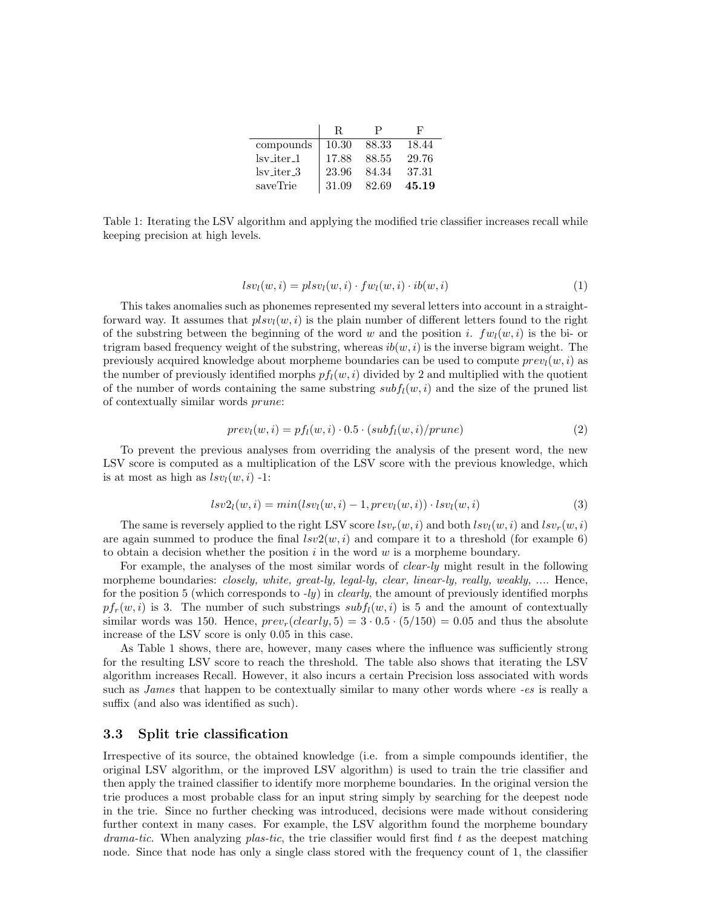| | R | P | F |
|---|---|---|---|
| compounds | 10.30 | 88.33 | 18.44 |
| lsv_iter_1 | 17.88 | 88.55 | 29.76 |
| lsv_iter_3 | 23.96 | 84.34 | 37.31 |
| saveTrie | 31.09 | 82.69 | **45.19** |

Table 1: Iterating the LSV algorithm and applying the modified trie classifier increases recall while keeping precision at high levels.

$$lsv_l(w,i) = plsv_l(w,i) \cdot fw_l(w,i) \cdot ib(w,i) \tag{1}$$

This takes anomalies such as phonemes represented my several letters into account in a straightforward way. It assumes that $plsv_l(w,i)$ is the plain number of different letters found to the right of the substring between the beginning of the word $w$ and the position $i$. $fw_l(w,i)$ is the bi- or trigram based frequency weight of the substring, whereas $ib(w,i)$ is the inverse bigram weight. The previously acquired knowledge about morpheme boundaries can be used to compute $prev_l(w,i)$ as the number of previously identified morphs $pf_l(w,i)$ divided by 2 and multiplied with the quotient of the number of words containing the same substring $subf_l(w,i)$ and the size of the pruned list of contextually similar words $prune$:

$$prev_l(w,i) = pf_l(w,i) \cdot 0.5 \cdot (subf_l(w,i)/prune) \tag{2}$$

To prevent the previous analyses from overriding the analysis of the present word, the new LSV score is computed as a multiplication of the LSV score with the previous knowledge, which is at most as high as $lsv_l(w,i)$ -1:

$$lsv2_l(w,i) = min(lsv_l(w,i) - 1, prev_l(w,i)) \cdot lsv_l(w,i) \tag{3}$$

The same is reversely applied to the right LSV score $lsv_r(w,i)$ and both $lsv_l(w,i)$ and $lsv_r(w,i)$ are again summed to produce the final $lsv2(w,i)$ and compare it to a threshold (for example 6) to obtain a decision whether the position $i$ in the word $w$ is a morpheme boundary.

For example, the analyses of the most similar words of *clear-ly* might result in the following morpheme boundaries: *closely, white, great-ly, legal-ly, clear, linear-ly, really, weakly, ...*. Hence, for the position 5 (which corresponds to *-ly*) in *clearly*, the amount of previously identified morphs $pf_r(w,i)$ is 3. The number of such substrings $subf_l(w,i)$ is 5 and the amount of contextually similar words was 150. Hence, $prev_r(clearly, 5) = 3 \cdot 0.5 \cdot (5/150) = 0.05$ and thus the absolute increase of the LSV score is only 0.05 in this case.

As Table 1 shows, there are, however, many cases where the influence was sufficiently strong for the resulting LSV score to reach the threshold. The table also shows that iterating the LSV algorithm increases Recall. However, it also incurs a certain Precision loss associated with words such as *James* that happen to be contextually similar to many other words where *-es* is really a suffix (and also was identified as such).

### 3.3 Split trie classification

Irrespective of its source, the obtained knowledge (i.e. from a simple compounds identifier, the original LSV algorithm, or the improved LSV algorithm) is used to train the trie classifier and then apply the trained classifier to identify more morpheme boundaries. In the original version the trie produces a most probable class for an input string simply by searching for the deepest node in the trie. Since no further checking was introduced, decisions were made without considering further context in many cases. For example, the LSV algorithm found the morpheme boundary *drama-tic*. When analyzing *plas-tic*, the trie classifier would first find *t* as the deepest matching node. Since that node has only a single class stored with the frequency count of 1, the classifier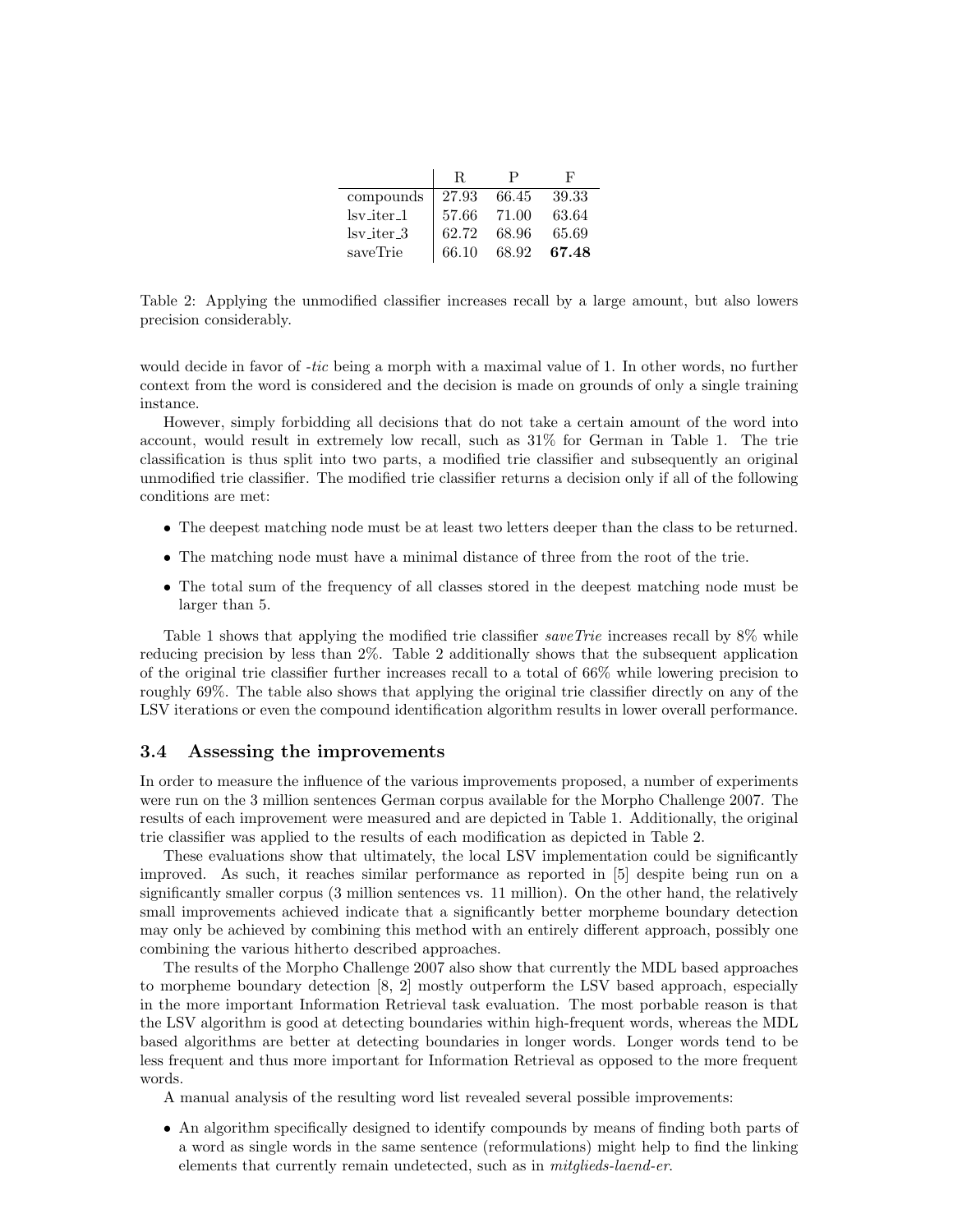| | R | P | F |
|---|---|---|---|
| compounds | 27.93 | 66.45 | 39.33 |
| lsv_iter_1 | 57.66 | 71.00 | 63.64 |
| lsv_iter_3 | 62.72 | 68.96 | 65.69 |
| saveTrie | 66.10 | 68.92 | **67.48** |

Table 2: Applying the unmodified classifier increases recall by a large amount, but also lowers precision considerably.

would decide in favor of *-tic* being a morph with a maximal value of 1. In other words, no further context from the word is considered and the decision is made on grounds of only a single training instance.

However, simply forbidding all decisions that do not take a certain amount of the word into account, would result in extremely low recall, such as 31% for German in Table 1. The trie classification is thus split into two parts, a modified trie classifier and subsequently an original unmodified trie classifier. The modified trie classifier returns a decision only if all of the following conditions are met:

- The deepest matching node must be at least two letters deeper than the class to be returned.
- The matching node must have a minimal distance of three from the root of the trie.
- The total sum of the frequency of all classes stored in the deepest matching node must be larger than 5.

Table 1 shows that applying the modified trie classifier *saveTrie* increases recall by 8% while reducing precision by less than 2%. Table 2 additionally shows that the subsequent application of the original trie classifier further increases recall to a total of 66% while lowering precision to roughly 69%. The table also shows that applying the original trie classifier directly on any of the LSV iterations or even the compound identification algorithm results in lower overall performance.

### 3.4 Assessing the improvements

In order to measure the influence of the various improvements proposed, a number of experiments were run on the 3 million sentences German corpus available for the Morpho Challenge 2007. The results of each improvement were measured and are depicted in Table 1. Additionally, the original trie classifier was applied to the results of each modification as depicted in Table 2.

These evaluations show that ultimately, the local LSV implementation could be significantly improved. As such, it reaches similar performance as reported in [5] despite being run on a significantly smaller corpus (3 million sentences vs. 11 million). On the other hand, the relatively small improvements achieved indicate that a significantly better morpheme boundary detection may only be achieved by combining this method with an entirely different approach, possibly one combining the various hitherto described approaches.

The results of the Morpho Challenge 2007 also show that currently the MDL based approaches to morpheme boundary detection [8, 2] mostly outperform the LSV based approach, especially in the more important Information Retrieval task evaluation. The most porbable reason is that the LSV algorithm is good at detecting boundaries within high-frequent words, whereas the MDL based algorithms are better at detecting boundaries in longer words. Longer words tend to be less frequent and thus more important for Information Retrieval as opposed to the more frequent words.

A manual analysis of the resulting word list revealed several possible improvements:

- An algorithm specifically designed to identify compounds by means of finding both parts of a word as single words in the same sentence (reformulations) might help to find the linking elements that currently remain undetected, such as in *mitglieds-laend-er*.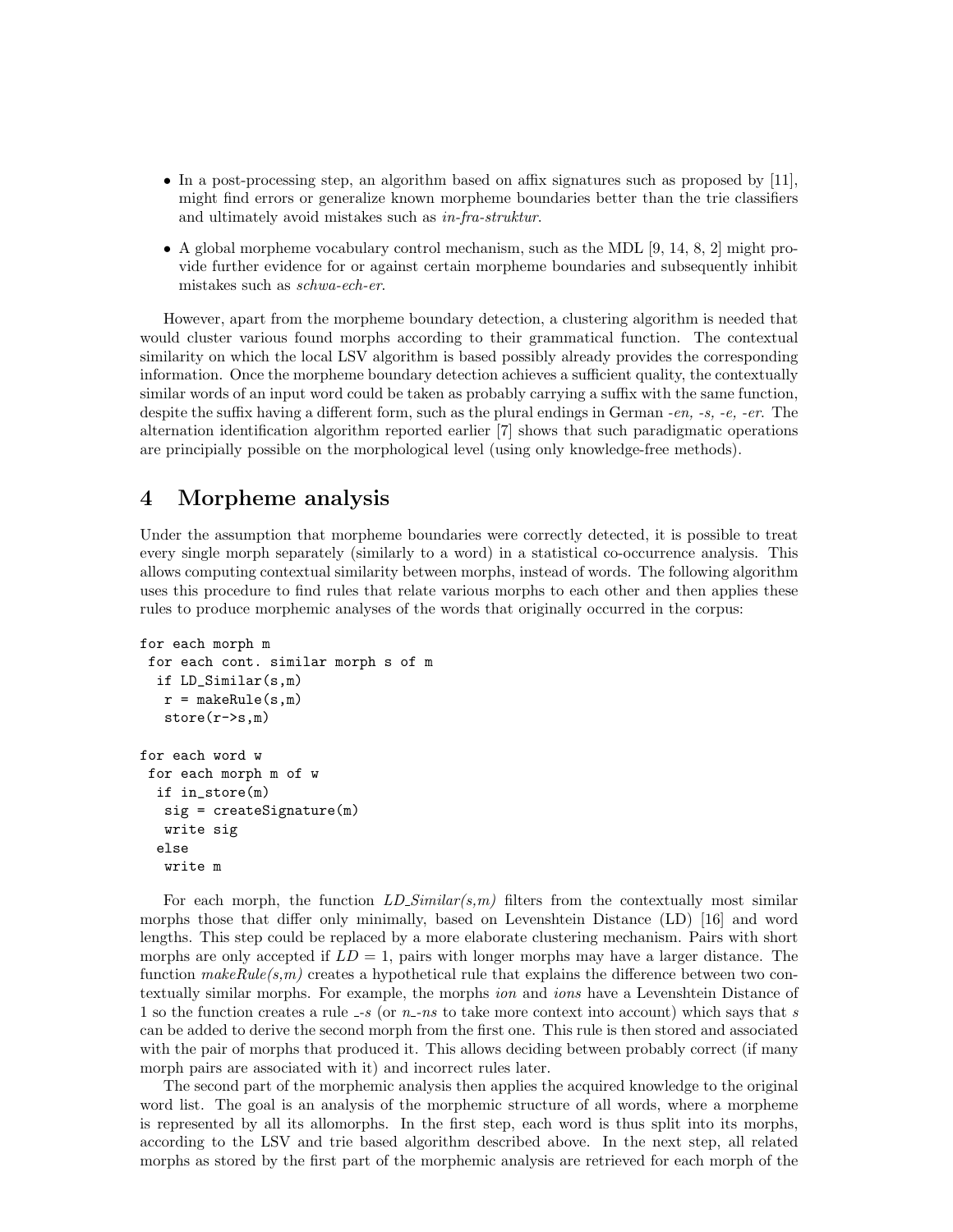- In a post-processing step, an algorithm based on affix signatures such as proposed by [11], might find errors or generalize known morpheme boundaries better than the trie classifiers and ultimately avoid mistakes such as *in-fra-struktur*.
- A global morpheme vocabulary control mechanism, such as the MDL [9, 14, 8, 2] might provide further evidence for or against certain morpheme boundaries and subsequently inhibit mistakes such as *schwa-ech-er*.

However, apart from the morpheme boundary detection, a clustering algorithm is needed that would cluster various found morphs according to their grammatical function. The contextual similarity on which the local LSV algorithm is based possibly already provides the corresponding information. Once the morpheme boundary detection achieves a sufficient quality, the contextually similar words of an input word could be taken as probably carrying a suffix with the same function, despite the suffix having a different form, such as the plural endings in German *-en, -s, -e, -er*. The alternation identification algorithm reported earlier [7] shows that such paradigmatic operations are principially possible on the morphological level (using only knowledge-free methods).

# 4 Morpheme analysis

Under the assumption that morpheme boundaries were correctly detected, it is possible to treat every single morph separately (similarly to a word) in a statistical co-occurrence analysis. This allows computing contextual similarity between morphs, instead of words. The following algorithm uses this procedure to find rules that relate various morphs to each other and then applies these rules to produce morphemic analyses of the words that originally occurred in the corpus:

```
for each morph m
 for each cont. similar morph s of m
  if LD_Similar(s,m)
   r = makeRule(s,m)
   store(r->s,m)

for each word w
 for each morph m of w
  if in_store(m)
   sig = createSignature(m)
   write sig
  else
   write m
```

For each morph, the function *LD_Similar(s,m)* filters from the contextually most similar morphs those that differ only minimally, based on Levenshtein Distance (LD) [16] and word lengths. This step could be replaced by a more elaborate clustering mechanism. Pairs with short morphs are only accepted if $LD = 1$, pairs with longer morphs may have a larger distance. The function *makeRule(s,m)* creates a hypothetical rule that explains the difference between two contextually similar morphs. For example, the morphs *ion* and *ions* have a Levenshtein Distance of 1 so the function creates a rule *_-s* (or *n_-ns* to take more context into account) which says that *s* can be added to derive the second morph from the first one. This rule is then stored and associated with the pair of morphs that produced it. This allows deciding between probably correct (if many morph pairs are associated with it) and incorrect rules later.

The second part of the morphemic analysis then applies the acquired knowledge to the original word list. The goal is an analysis of the morphemic structure of all words, where a morpheme is represented by all its allomorphs. In the first step, each word is thus split into its morphs, according to the LSV and trie based algorithm described above. In the next step, all related morphs as stored by the first part of the morphemic analysis are retrieved for each morph of the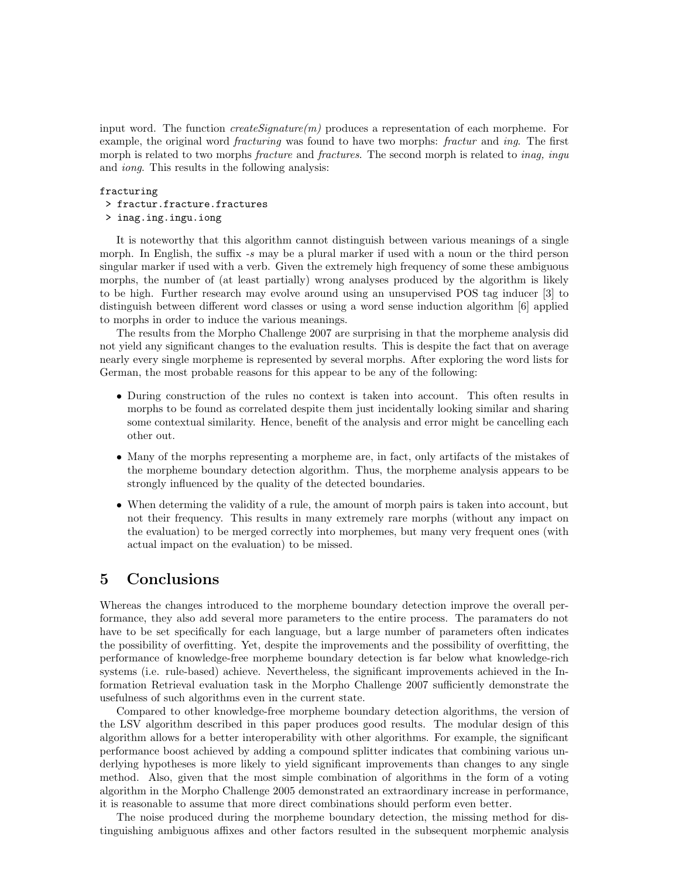input word. The function *createSignature(m)* produces a representation of each morpheme. For example, the original word *fracturing* was found to have two morphs: *fractur* and *ing*. The first morph is related to two morphs *fracture* and *fractures*. The second morph is related to *inag, ingu* and *iong*. This results in the following analysis:

```
fracturing
 > fractur.fracture.fractures
 > inag.ing.ingu.iong
```

It is noteworthy that this algorithm cannot distinguish between various meanings of a single morph. In English, the suffix *-s* may be a plural marker if used with a noun or the third person singular marker if used with a verb. Given the extremely high frequency of some these ambiguous morphs, the number of (at least partially) wrong analyses produced by the algorithm is likely to be high. Further research may evolve around using an unsupervised POS tag inducer [3] to distinguish between different word classes or using a word sense induction algorithm [6] applied to morphs in order to induce the various meanings.

The results from the Morpho Challenge 2007 are surprising in that the morpheme analysis did not yield any significant changes to the evaluation results. This is despite the fact that on average nearly every single morpheme is represented by several morphs. After exploring the word lists for German, the most probable reasons for this appear to be any of the following:

- During construction of the rules no context is taken into account. This often results in morphs to be found as correlated despite them just incidentally looking similar and sharing some contextual similarity. Hence, benefit of the analysis and error might be cancelling each other out.
- Many of the morphs representing a morpheme are, in fact, only artifacts of the mistakes of the morpheme boundary detection algorithm. Thus, the morpheme analysis appears to be strongly influenced by the quality of the detected boundaries.
- When determing the validity of a rule, the amount of morph pairs is taken into account, but not their frequency. This results in many extremely rare morphs (without any impact on the evaluation) to be merged correctly into morphemes, but many very frequent ones (with actual impact on the evaluation) to be missed.

# 5 Conclusions

Whereas the changes introduced to the morpheme boundary detection improve the overall performance, they also add several more parameters to the entire process. The paramaters do not have to be set specifically for each language, but a large number of parameters often indicates the possibility of overfitting. Yet, despite the improvements and the possibility of overfitting, the performance of knowledge-free morpheme boundary detection is far below what knowledge-rich systems (i.e. rule-based) achieve. Nevertheless, the significant improvements achieved in the Information Retrieval evaluation task in the Morpho Challenge 2007 sufficiently demonstrate the usefulness of such algorithms even in the current state.

Compared to other knowledge-free morpheme boundary detection algorithms, the version of the LSV algorithm described in this paper produces good results. The modular design of this algorithm allows for a better interoperability with other algorithms. For example, the significant performance boost achieved by adding a compound splitter indicates that combining various underlying hypotheses is more likely to yield significant improvements than changes to any single method. Also, given that the most simple combination of algorithms in the form of a voting algorithm in the Morpho Challenge 2005 demonstrated an extraordinary increase in performance, it is reasonable to assume that more direct combinations should perform even better.

The noise produced during the morpheme boundary detection, the missing method for distinguishing ambiguous affixes and other factors resulted in the subsequent morphemic analysis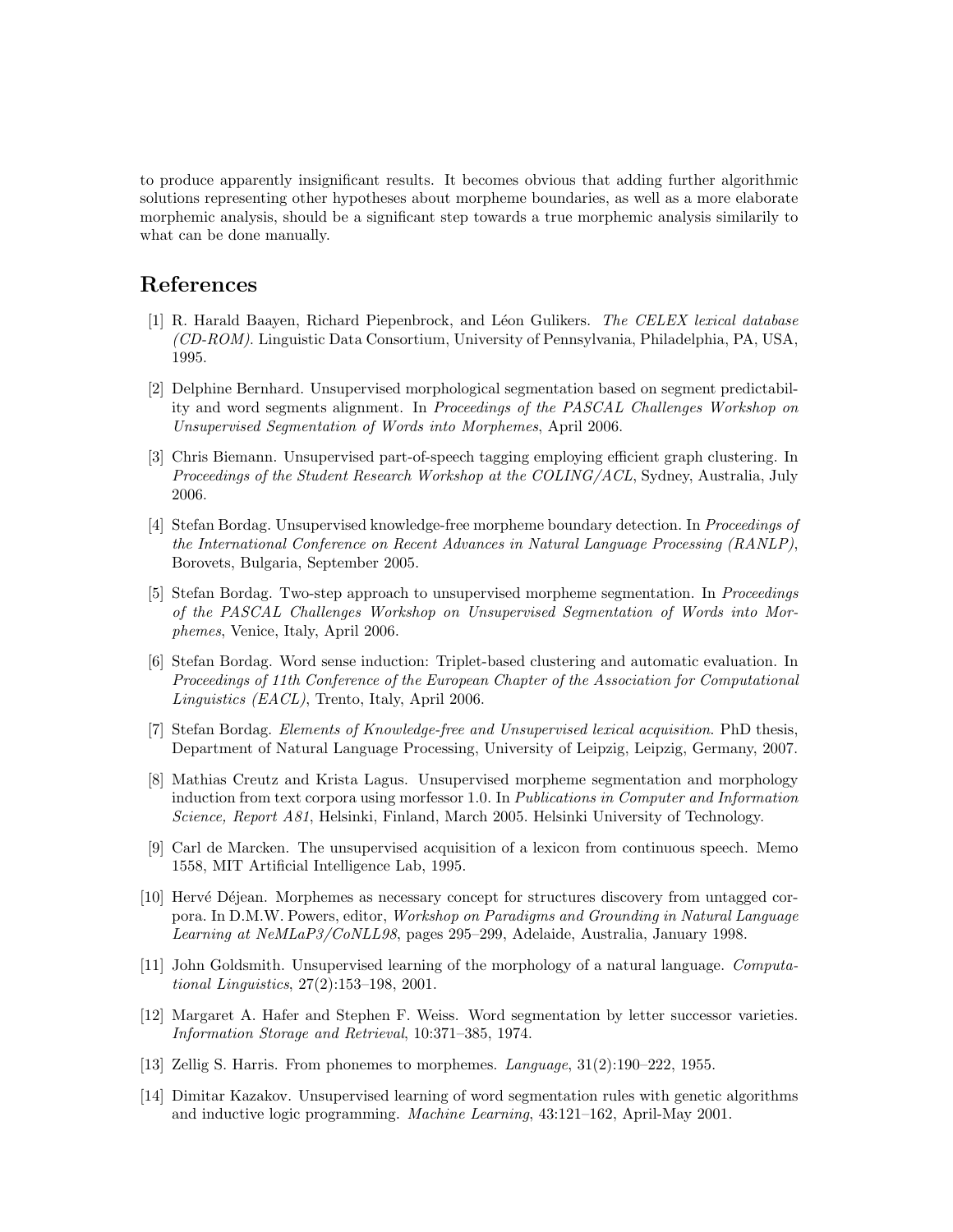to produce apparently insignificant results. It becomes obvious that adding further algorithmic solutions representing other hypotheses about morpheme boundaries, as well as a more elaborate morphemic analysis, should be a significant step towards a true morphemic analysis similarily to what can be done manually.

## References

[1] R. Harald Baayen, Richard Piepenbrock, and Léon Gulikers. *The CELEX lexical database (CD-ROM)*. Linguistic Data Consortium, University of Pennsylvania, Philadelphia, PA, USA, 1995.

[2] Delphine Bernhard. Unsupervised morphological segmentation based on segment predictability and word segments alignment. In *Proceedings of the PASCAL Challenges Workshop on Unsupervised Segmentation of Words into Morphemes*, April 2006.

[3] Chris Biemann. Unsupervised part-of-speech tagging employing efficient graph clustering. In *Proceedings of the Student Research Workshop at the COLING/ACL*, Sydney, Australia, July 2006.

[4] Stefan Bordag. Unsupervised knowledge-free morpheme boundary detection. In *Proceedings of the International Conference on Recent Advances in Natural Language Processing (RANLP)*, Borovets, Bulgaria, September 2005.

[5] Stefan Bordag. Two-step approach to unsupervised morpheme segmentation. In *Proceedings of the PASCAL Challenges Workshop on Unsupervised Segmentation of Words into Morphemes*, Venice, Italy, April 2006.

[6] Stefan Bordag. Word sense induction: Triplet-based clustering and automatic evaluation. In *Proceedings of 11th Conference of the European Chapter of the Association for Computational Linguistics (EACL)*, Trento, Italy, April 2006.

[7] Stefan Bordag. *Elements of Knowledge-free and Unsupervised lexical acquisition*. PhD thesis, Department of Natural Language Processing, University of Leipzig, Leipzig, Germany, 2007.

[8] Mathias Creutz and Krista Lagus. Unsupervised morpheme segmentation and morphology induction from text corpora using morfessor 1.0. In *Publications in Computer and Information Science, Report A81*, Helsinki, Finland, March 2005. Helsinki University of Technology.

[9] Carl de Marcken. The unsupervised acquisition of a lexicon from continuous speech. Memo 1558, MIT Artificial Intelligence Lab, 1995.

[10] Hervé Déjean. Morphemes as necessary concept for structures discovery from untagged corpora. In D.M.W. Powers, editor, *Workshop on Paradigms and Grounding in Natural Language Learning at NeMLaP3/CoNLL98*, pages 295–299, Adelaide, Australia, January 1998.

[11] John Goldsmith. Unsupervised learning of the morphology of a natural language. *Computational Linguistics*, 27(2):153–198, 2001.

[12] Margaret A. Hafer and Stephen F. Weiss. Word segmentation by letter successor varieties. *Information Storage and Retrieval*, 10:371–385, 1974.

[13] Zellig S. Harris. From phonemes to morphemes. *Language*, 31(2):190–222, 1955.

[14] Dimitar Kazakov. Unsupervised learning of word segmentation rules with genetic algorithms and inductive logic programming. *Machine Learning*, 43:121–162, April-May 2001.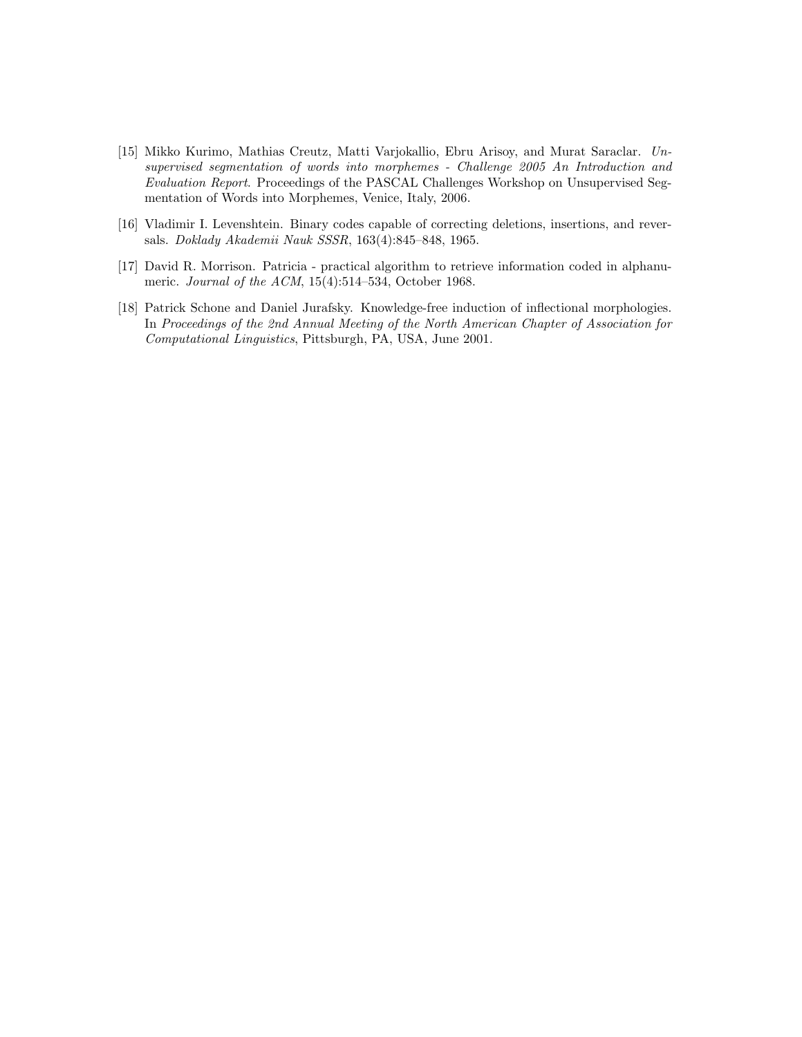[15] Mikko Kurimo, Mathias Creutz, Matti Varjokallio, Ebru Arisoy, and Murat Saraclar. *Unsupervised segmentation of words into morphemes - Challenge 2005 An Introduction and Evaluation Report*. Proceedings of the PASCAL Challenges Workshop on Unsupervised Segmentation of Words into Morphemes, Venice, Italy, 2006.

[16] Vladimir I. Levenshtein. Binary codes capable of correcting deletions, insertions, and reversals. *Doklady Akademii Nauk SSSR*, 163(4):845–848, 1965.

[17] David R. Morrison. Patricia - practical algorithm to retrieve information coded in alphanumeric. *Journal of the ACM*, 15(4):514–534, October 1968.

[18] Patrick Schone and Daniel Jurafsky. Knowledge-free induction of inflectional morphologies. In *Proceedings of the 2nd Annual Meeting of the North American Chapter of Association for Computational Linguistics*, Pittsburgh, PA, USA, June 2001.